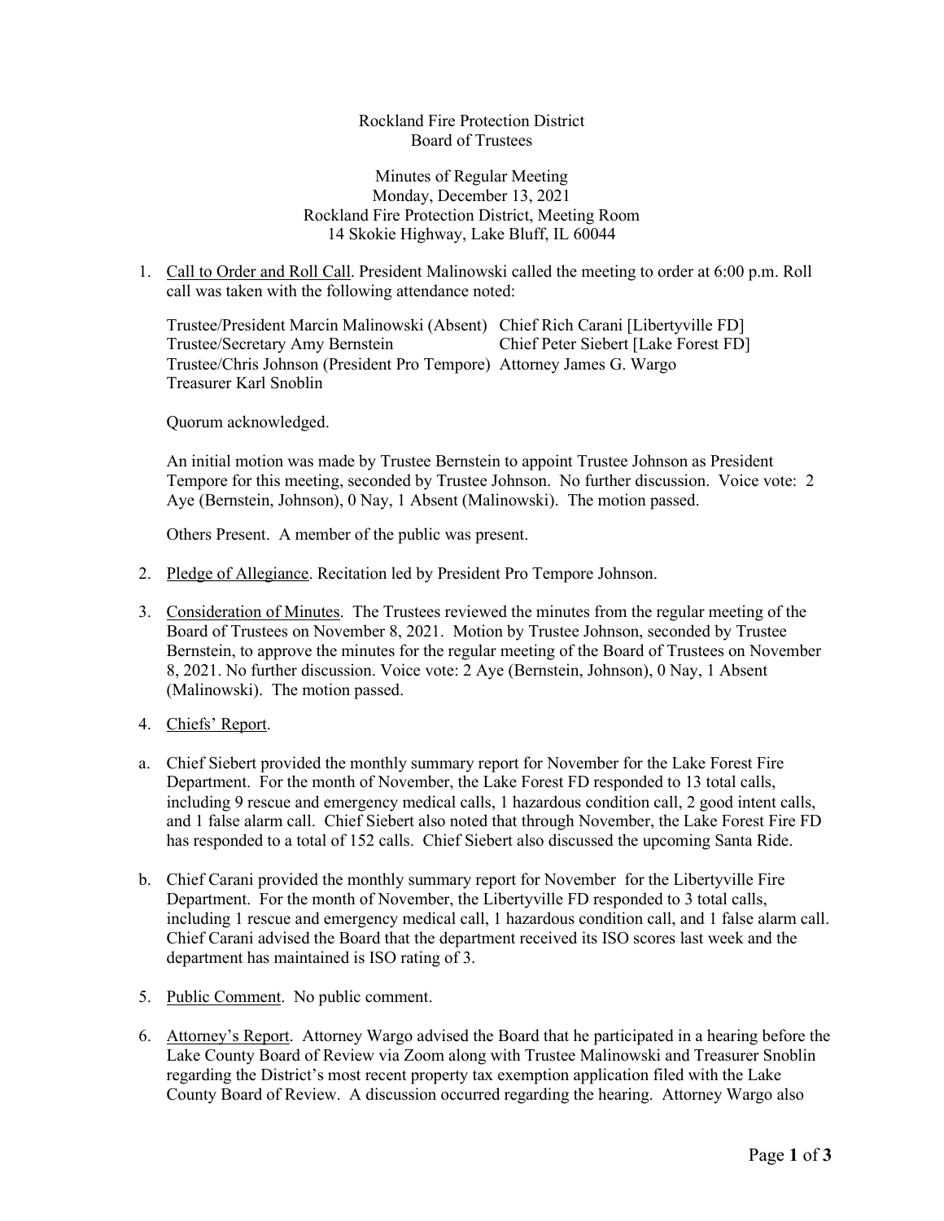Rockland Fire Protection District
Board of Trustees

Minutes of Regular Meeting
Monday, December 13, 2021
Rockland Fire Protection District, Meeting Room
14 Skokie Highway, Lake Bluff, IL 60044

1. Call to Order and Roll Call. President Malinowski called the meeting to order at 6:00 p.m. Roll call was taken with the following attendance noted:

   Trustee/President Marcin Malinowski (Absent)
   Trustee/Secretary Amy Bernstein
   Trustee/Chris Johnson (President Pro Tempore)
   Treasurer Karl Snoblin
   Chief Rich Carani [Libertyville FD]
   Chief Peter Siebert [Lake Forest FD]
   Attorney James G. Wargo

   Quorum acknowledged.

   An initial motion was made by Trustee Bernstein to appoint Trustee Johnson as President Tempore for this meeting, seconded by Trustee Johnson. No further discussion. Voice vote: 2 Aye (Bernstein, Johnson), 0 Nay, 1 Absent (Malinowski). The motion passed.

   Others Present. A member of the public was present.

2. Pledge of Allegiance. Recitation led by President Pro Tempore Johnson.

3. Consideration of Minutes. The Trustees reviewed the minutes from the regular meeting of the Board of Trustees on November 8, 2021. Motion by Trustee Johnson, seconded by Trustee Bernstein, to approve the minutes for the regular meeting of the Board of Trustees on November 8, 2021. No further discussion. Voice vote: 2 Aye (Bernstein, Johnson), 0 Nay, 1 Absent (Malinowski). The motion passed.

4. Chiefs' Report.

a. Chief Siebert provided the monthly summary report for November for the Lake Forest Fire Department. For the month of November, the Lake Forest FD responded to 13 total calls, including 9 rescue and emergency medical calls, 1 hazardous condition call, 2 good intent calls, and 1 false alarm call. Chief Siebert also noted that through November, the Lake Forest Fire FD has responded to a total of 152 calls. Chief Siebert also discussed the upcoming Santa Ride.

b. Chief Carani provided the monthly summary report for November for the Libertyville Fire Department. For the month of November, the Libertyville FD responded to 3 total calls, including 1 rescue and emergency medical call, 1 hazardous condition call, and 1 false alarm call. Chief Carani advised the Board that the department received its ISO scores last week and the department has maintained is ISO rating of 3.

5. Public Comment. No public comment.

6. Attorney's Report. Attorney Wargo advised the Board that he participated in a hearing before the Lake County Board of Review via Zoom along with Trustee Malinowski and Treasurer Snoblin regarding the District's most recent property tax exemption application filed with the Lake County Board of Review. A discussion occurred regarding the hearing. Attorney Wargo also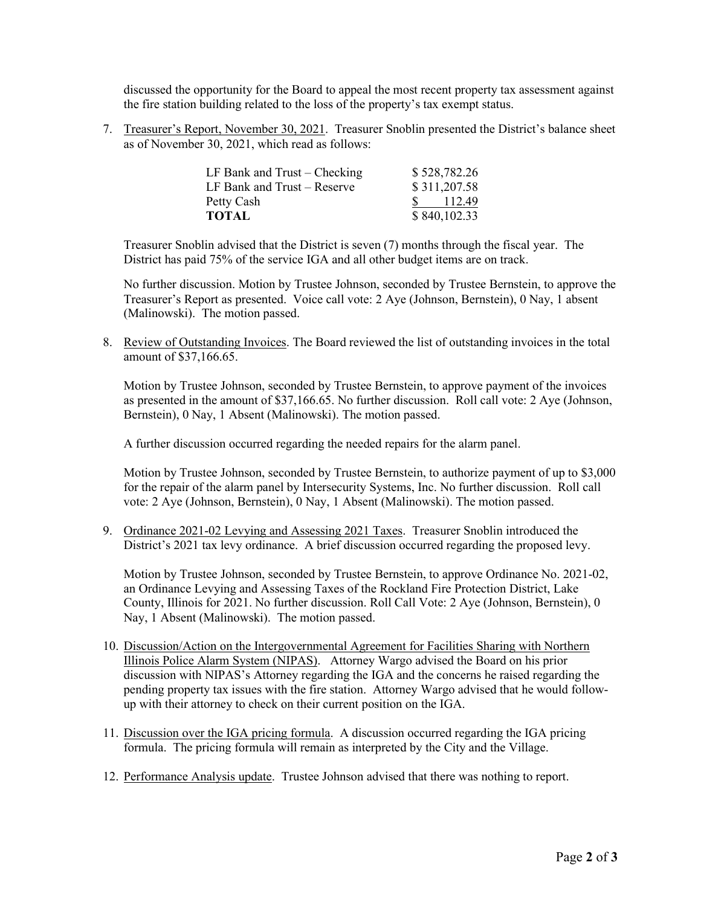discussed the opportunity for the Board to appeal the most recent property tax assessment against the fire station building related to the loss of the property's tax exempt status.

7. <u>Treasurer's Report, November 30, 2021</u>. Treasurer Snoblin presented the District's balance sheet as of November 30, 2021, which read as follows:

| | |
|---|---|
| LF Bank and Trust – Checking | $ 528,782.26 |
| LF Bank and Trust – Reserve | $ 311,207.58 |
| Petty Cash | $ 112.49 |
| **TOTAL** | $ 840,102.33 |

   Treasurer Snoblin advised that the District is seven (7) months through the fiscal year. The District has paid 75% of the service IGA and all other budget items are on track.

   No further discussion. Motion by Trustee Johnson, seconded by Trustee Bernstein, to approve the Treasurer's Report as presented. Voice call vote: 2 Aye (Johnson, Bernstein), 0 Nay, 1 absent (Malinowski). The motion passed.

8. <u>Review of Outstanding Invoices</u>. The Board reviewed the list of outstanding invoices in the total amount of $37,166.65.

   Motion by Trustee Johnson, seconded by Trustee Bernstein, to approve payment of the invoices as presented in the amount of $37,166.65. No further discussion. Roll call vote: 2 Aye (Johnson, Bernstein), 0 Nay, 1 Absent (Malinowski). The motion passed.

   A further discussion occurred regarding the needed repairs for the alarm panel.

   Motion by Trustee Johnson, seconded by Trustee Bernstein, to authorize payment of up to $3,000 for the repair of the alarm panel by Intersecurity Systems, Inc. No further discussion. Roll call vote: 2 Aye (Johnson, Bernstein), 0 Nay, 1 Absent (Malinowski). The motion passed.

9. <u>Ordinance 2021-02 Levying and Assessing 2021 Taxes</u>. Treasurer Snoblin introduced the District's 2021 tax levy ordinance. A brief discussion occurred regarding the proposed levy.

   Motion by Trustee Johnson, seconded by Trustee Bernstein, to approve Ordinance No. 2021-02, an Ordinance Levying and Assessing Taxes of the Rockland Fire Protection District, Lake County, Illinois for 2021. No further discussion. Roll Call Vote: 2 Aye (Johnson, Bernstein), 0 Nay, 1 Absent (Malinowski). The motion passed.

10. <u>Discussion/Action on the Intergovernmental Agreement for Facilities Sharing with Northern Illinois Police Alarm System (NIPAS)</u>. Attorney Wargo advised the Board on his prior discussion with NIPAS's Attorney regarding the IGA and the concerns he raised regarding the pending property tax issues with the fire station. Attorney Wargo advised that he would follow-up with their attorney to check on their current position on the IGA.

11. <u>Discussion over the IGA pricing formula</u>. A discussion occurred regarding the IGA pricing formula. The pricing formula will remain as interpreted by the City and the Village.

12. <u>Performance Analysis update</u>. Trustee Johnson advised that there was nothing to report.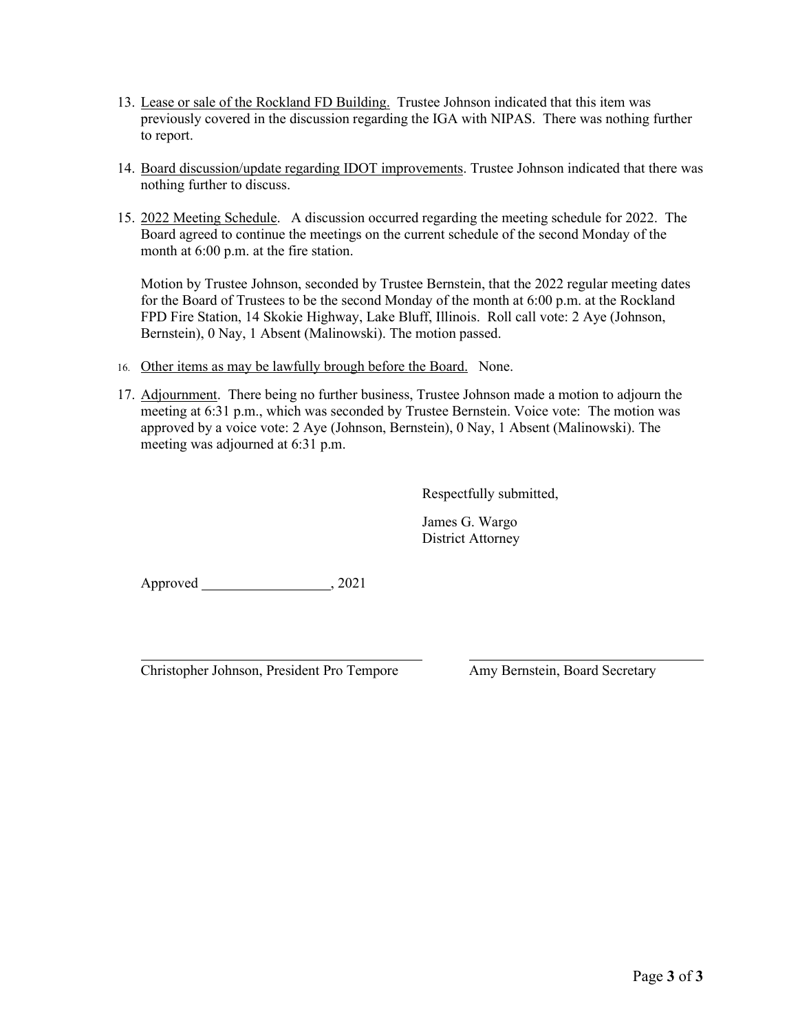13. <u>Lease or sale of the Rockland FD Building.</u> Trustee Johnson indicated that this item was previously covered in the discussion regarding the IGA with NIPAS. There was nothing further to report.

14. <u>Board discussion/update regarding IDOT improvements</u>. Trustee Johnson indicated that there was nothing further to discuss.

15. <u>2022 Meeting Schedule</u>. A discussion occurred regarding the meeting schedule for 2022. The Board agreed to continue the meetings on the current schedule of the second Monday of the month at 6:00 p.m. at the fire station.

    Motion by Trustee Johnson, seconded by Trustee Bernstein, that the 2022 regular meeting dates for the Board of Trustees to be the second Monday of the month at 6:00 p.m. at the Rockland FPD Fire Station, 14 Skokie Highway, Lake Bluff, Illinois. Roll call vote: 2 Aye (Johnson, Bernstein), 0 Nay, 1 Absent (Malinowski). The motion passed.

16. <u>Other items as may be lawfully brough before the Board.</u> None.

17. <u>Adjournment</u>. There being no further business, Trustee Johnson made a motion to adjourn the meeting at 6:31 p.m., which was seconded by Trustee Bernstein. Voice vote: The motion was approved by a voice vote: 2 Aye (Johnson, Bernstein), 0 Nay, 1 Absent (Malinowski). The meeting was adjourned at 6:31 p.m.

Respectfully submitted,

James G. Wargo
District Attorney

Approved __________________, 2021

Christopher Johnson, President Pro Tempore

Amy Bernstein, Board Secretary